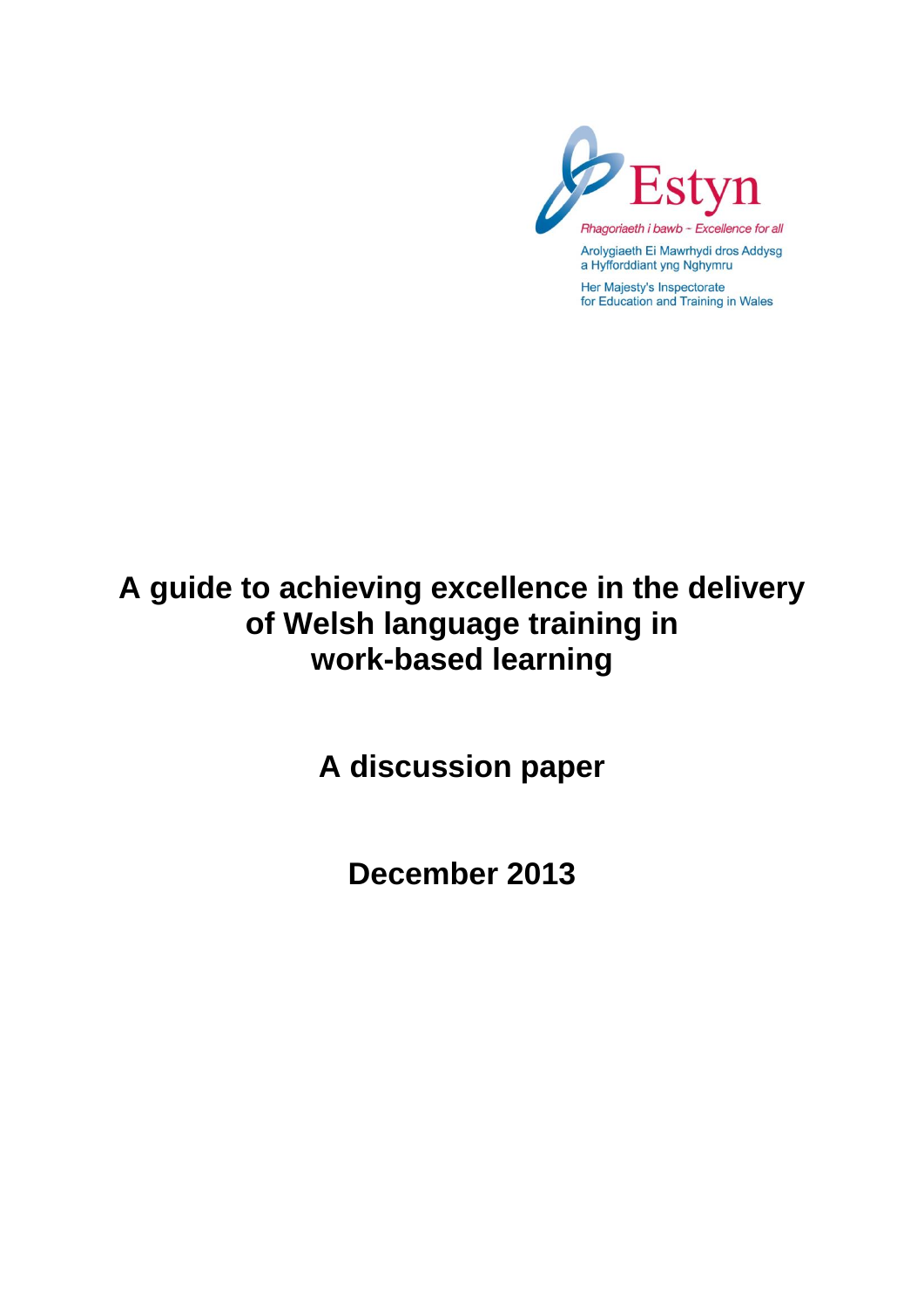Estyn

*Rhagoriaeth i bawb – Excellence for all*

Arolygiaeth Ei Mawrhydi dros Addysg a Hyfforddiant yng Nghymru

Her Majesty's Inspectorate for Education and Training in Wales

# A guide to achieving excellence in the delivery of Welsh language training in work-based learning

## A discussion paper

## December 2013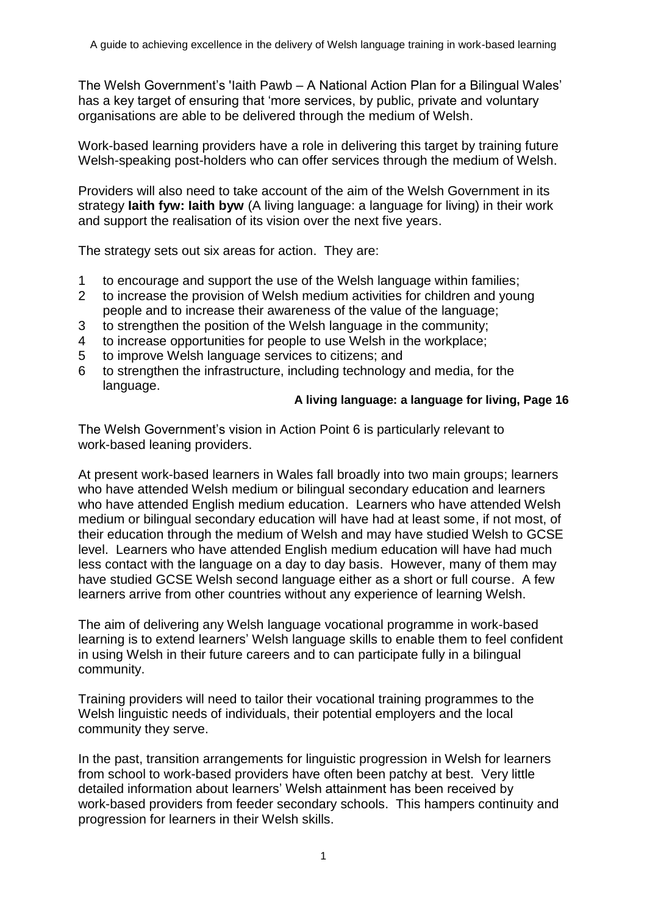The Welsh Government's 'Iaith Pawb – A National Action Plan for a Bilingual Wales' has a key target of ensuring that 'more services, by public, private and voluntary organisations are able to be delivered through the medium of Welsh.

Work-based learning providers have a role in delivering this target by training future Welsh-speaking post-holders who can offer services through the medium of Welsh.

Providers will also need to take account of the aim of the Welsh Government in its strategy **Iaith fyw: Iaith byw** (A living language: a language for living) in their work and support the realisation of its vision over the next five years.

The strategy sets out six areas for action. They are:

1 to encourage and support the use of the Welsh language within families;
2 to increase the provision of Welsh medium activities for children and young people and to increase their awareness of the value of the language;
3 to strengthen the position of the Welsh language in the community;
4 to increase opportunities for people to use Welsh in the workplace;
5 to improve Welsh language services to citizens; and
6 to strengthen the infrastructure, including technology and media, for the language.

**A living language: a language for living, Page 16**

The Welsh Government's vision in Action Point 6 is particularly relevant to work-based leaning providers.

At present work-based learners in Wales fall broadly into two main groups; learners who have attended Welsh medium or bilingual secondary education and learners who have attended English medium education. Learners who have attended Welsh medium or bilingual secondary education will have had at least some, if not most, of their education through the medium of Welsh and may have studied Welsh to GCSE level. Learners who have attended English medium education will have had much less contact with the language on a day to day basis. However, many of them may have studied GCSE Welsh second language either as a short or full course. A few learners arrive from other countries without any experience of learning Welsh.

The aim of delivering any Welsh language vocational programme in work-based learning is to extend learners' Welsh language skills to enable them to feel confident in using Welsh in their future careers and to can participate fully in a bilingual community.

Training providers will need to tailor their vocational training programmes to the Welsh linguistic needs of individuals, their potential employers and the local community they serve.

In the past, transition arrangements for linguistic progression in Welsh for learners from school to work-based providers have often been patchy at best. Very little detailed information about learners' Welsh attainment has been received by work-based providers from feeder secondary schools. This hampers continuity and progression for learners in their Welsh skills.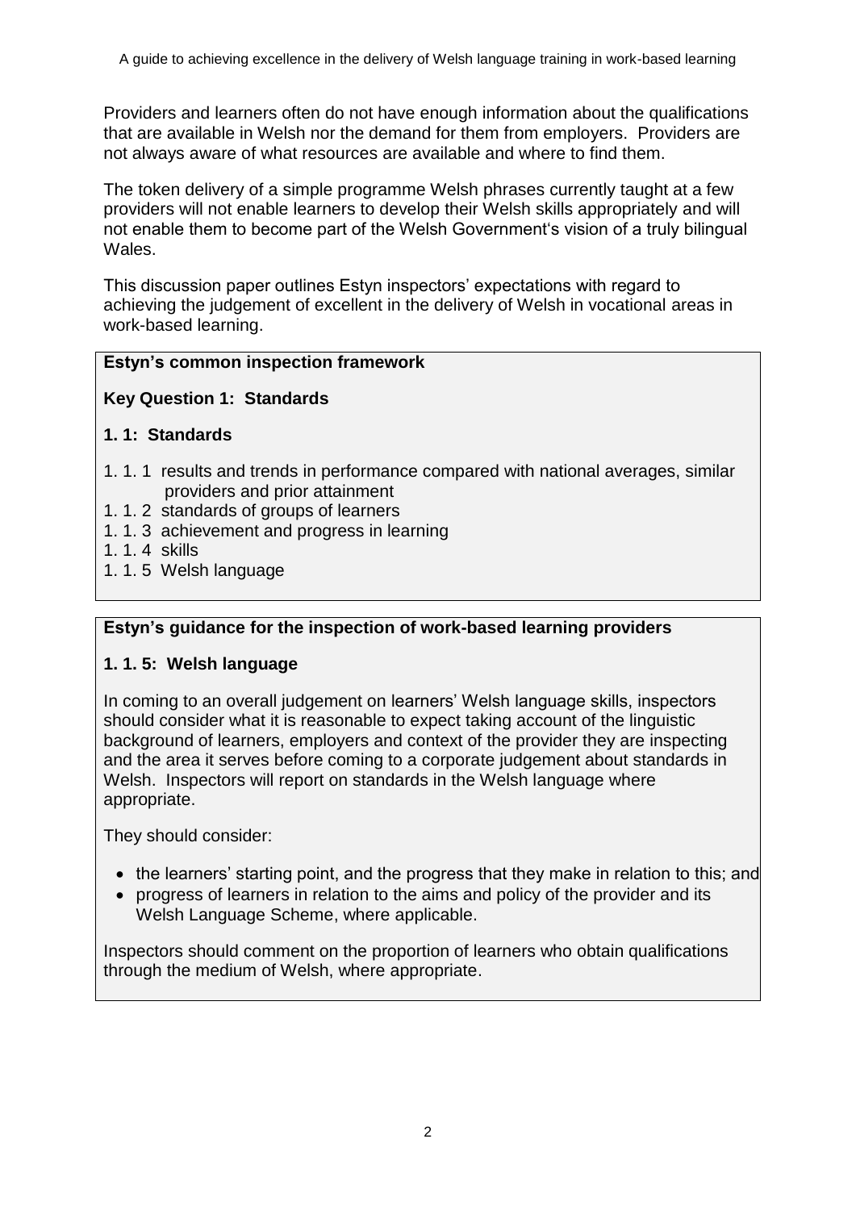Providers and learners often do not have enough information about the qualifications that are available in Welsh nor the demand for them from employers. Providers are not always aware of what resources are available and where to find them.

The token delivery of a simple programme Welsh phrases currently taught at a few providers will not enable learners to develop their Welsh skills appropriately and will not enable them to become part of the Welsh Government's vision of a truly bilingual Wales.

This discussion paper outlines Estyn inspectors' expectations with regard to achieving the judgement of excellent in the delivery of Welsh in vocational areas in work-based learning.

**Estyn's common inspection framework**

**Key Question 1: Standards**

**1. 1: Standards**

1. 1. 1 results and trends in performance compared with national averages, similar providers and prior attainment
1. 1. 2 standards of groups of learners
1. 1. 3 achievement and progress in learning
1. 1. 4 skills
1. 1. 5 Welsh language

**Estyn's guidance for the inspection of work-based learning providers**

**1. 1. 5: Welsh language**

In coming to an overall judgement on learners' Welsh language skills, inspectors should consider what it is reasonable to expect taking account of the linguistic background of learners, employers and context of the provider they are inspecting and the area it serves before coming to a corporate judgement about standards in Welsh. Inspectors will report on standards in the Welsh language where appropriate.

They should consider:

- the learners' starting point, and the progress that they make in relation to this; and
- progress of learners in relation to the aims and policy of the provider and its Welsh Language Scheme, where applicable.

Inspectors should comment on the proportion of learners who obtain qualifications through the medium of Welsh, where appropriate.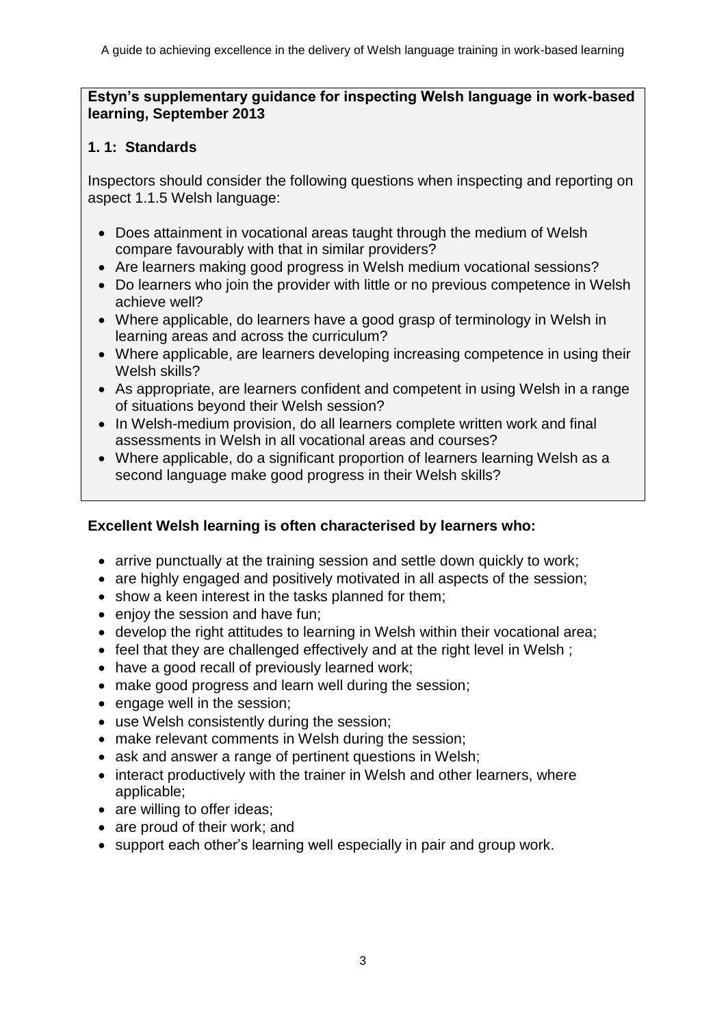**Estyn's supplementary guidance for inspecting Welsh language in work-based learning, September 2013**

**1. 1: Standards**

Inspectors should consider the following questions when inspecting and reporting on aspect 1.1.5 Welsh language:

- Does attainment in vocational areas taught through the medium of Welsh compare favourably with that in similar providers?
- Are learners making good progress in Welsh medium vocational sessions?
- Do learners who join the provider with little or no previous competence in Welsh achieve well?
- Where applicable, do learners have a good grasp of terminology in Welsh in learning areas and across the curriculum?
- Where applicable, are learners developing increasing competence in using their Welsh skills?
- As appropriate, are learners confident and competent in using Welsh in a range of situations beyond their Welsh session?
- In Welsh-medium provision, do all learners complete written work and final assessments in Welsh in all vocational areas and courses?
- Where applicable, do a significant proportion of learners learning Welsh as a second language make good progress in their Welsh skills?

**Excellent Welsh learning is often characterised by learners who:**

- arrive punctually at the training session and settle down quickly to work;
- are highly engaged and positively motivated in all aspects of the session;
- show a keen interest in the tasks planned for them;
- enjoy the session and have fun;
- develop the right attitudes to learning in Welsh within their vocational area;
- feel that they are challenged effectively and at the right level in Welsh ;
- have a good recall of previously learned work;
- make good progress and learn well during the session;
- engage well in the session;
- use Welsh consistently during the session;
- make relevant comments in Welsh during the session;
- ask and answer a range of pertinent questions in Welsh;
- interact productively with the trainer in Welsh and other learners, where applicable;
- are willing to offer ideas;
- are proud of their work; and
- support each other's learning well especially in pair and group work.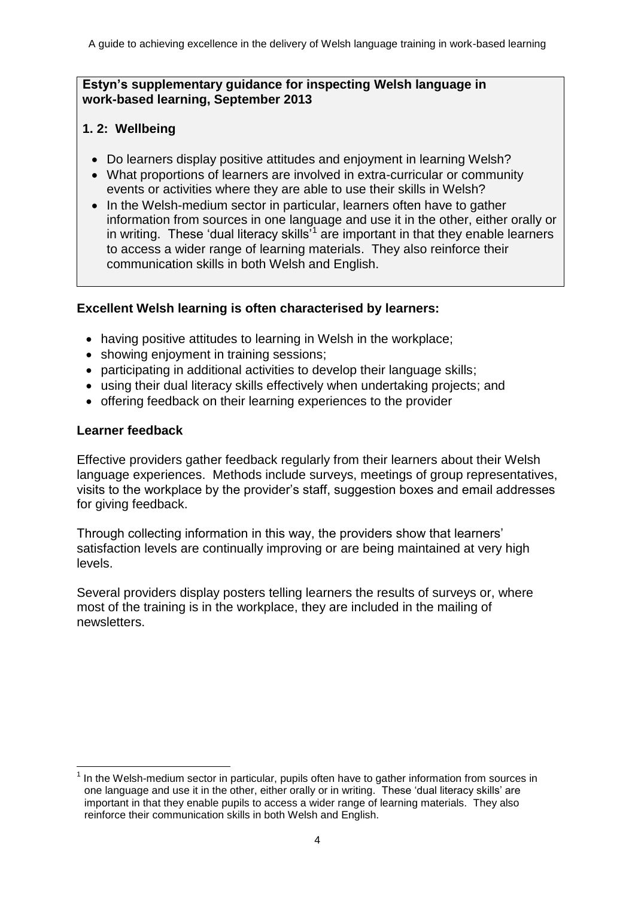**Estyn's supplementary guidance for inspecting Welsh language in work-based learning, September 2013**

**1. 2: Wellbeing**

- Do learners display positive attitudes and enjoyment in learning Welsh?
- What proportions of learners are involved in extra-curricular or community events or activities where they are able to use their skills in Welsh?
- In the Welsh-medium sector in particular, learners often have to gather information from sources in one language and use it in the other, either orally or in writing. These 'dual literacy skills'[1] are important in that they enable learners to access a wider range of learning materials. They also reinforce their communication skills in both Welsh and English.

**Excellent Welsh learning is often characterised by learners:**

- having positive attitudes to learning in Welsh in the workplace;
- showing enjoyment in training sessions;
- participating in additional activities to develop their language skills;
- using their dual literacy skills effectively when undertaking projects; and
- offering feedback on their learning experiences to the provider

**Learner feedback**

Effective providers gather feedback regularly from their learners about their Welsh language experiences. Methods include surveys, meetings of group representatives, visits to the workplace by the provider's staff, suggestion boxes and email addresses for giving feedback.

Through collecting information in this way, the providers show that learners' satisfaction levels are continually improving or are being maintained at very high levels.

Several providers display posters telling learners the results of surveys or, where most of the training is in the workplace, they are included in the mailing of newsletters.

[1] In the Welsh-medium sector in particular, pupils often have to gather information from sources in one language and use it in the other, either orally or in writing. These 'dual literacy skills' are important in that they enable pupils to access a wider range of learning materials. They also reinforce their communication skills in both Welsh and English.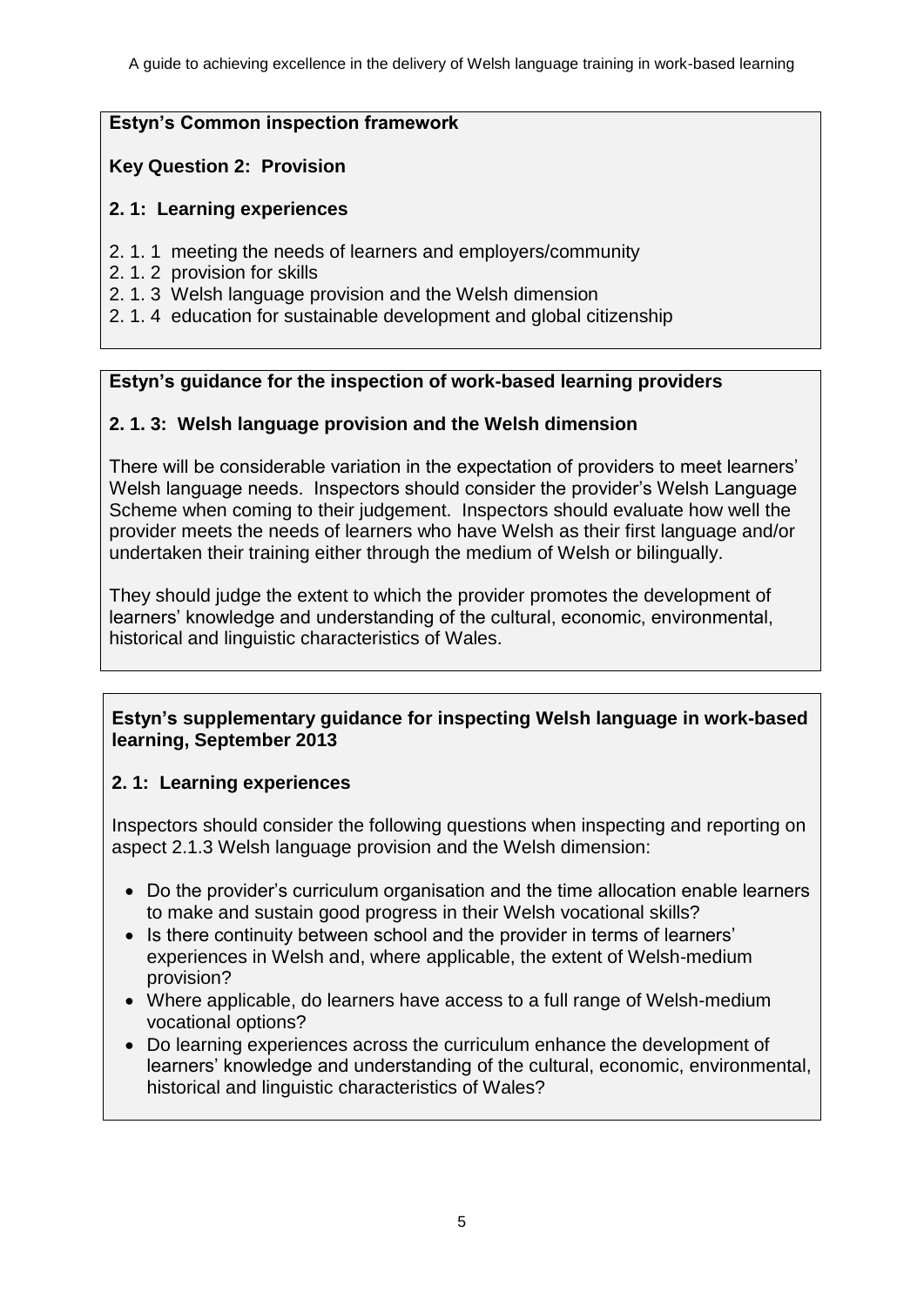**Estyn's Common inspection framework**

**Key Question 2: Provision**

**2. 1: Learning experiences**

2. 1. 1 meeting the needs of learners and employers/community
2. 1. 2 provision for skills
2. 1. 3 Welsh language provision and the Welsh dimension
2. 1. 4 education for sustainable development and global citizenship

**Estyn's guidance for the inspection of work-based learning providers**

**2. 1. 3: Welsh language provision and the Welsh dimension**

There will be considerable variation in the expectation of providers to meet learners' Welsh language needs. Inspectors should consider the provider's Welsh Language Scheme when coming to their judgement. Inspectors should evaluate how well the provider meets the needs of learners who have Welsh as their first language and/or undertaken their training either through the medium of Welsh or bilingually.

They should judge the extent to which the provider promotes the development of learners' knowledge and understanding of the cultural, economic, environmental, historical and linguistic characteristics of Wales.

**Estyn's supplementary guidance for inspecting Welsh language in work-based learning, September 2013**

**2. 1: Learning experiences**

Inspectors should consider the following questions when inspecting and reporting on aspect 2.1.3 Welsh language provision and the Welsh dimension:

- Do the provider's curriculum organisation and the time allocation enable learners to make and sustain good progress in their Welsh vocational skills?
- Is there continuity between school and the provider in terms of learners' experiences in Welsh and, where applicable, the extent of Welsh-medium provision?
- Where applicable, do learners have access to a full range of Welsh-medium vocational options?
- Do learning experiences across the curriculum enhance the development of learners' knowledge and understanding of the cultural, economic, environmental, historical and linguistic characteristics of Wales?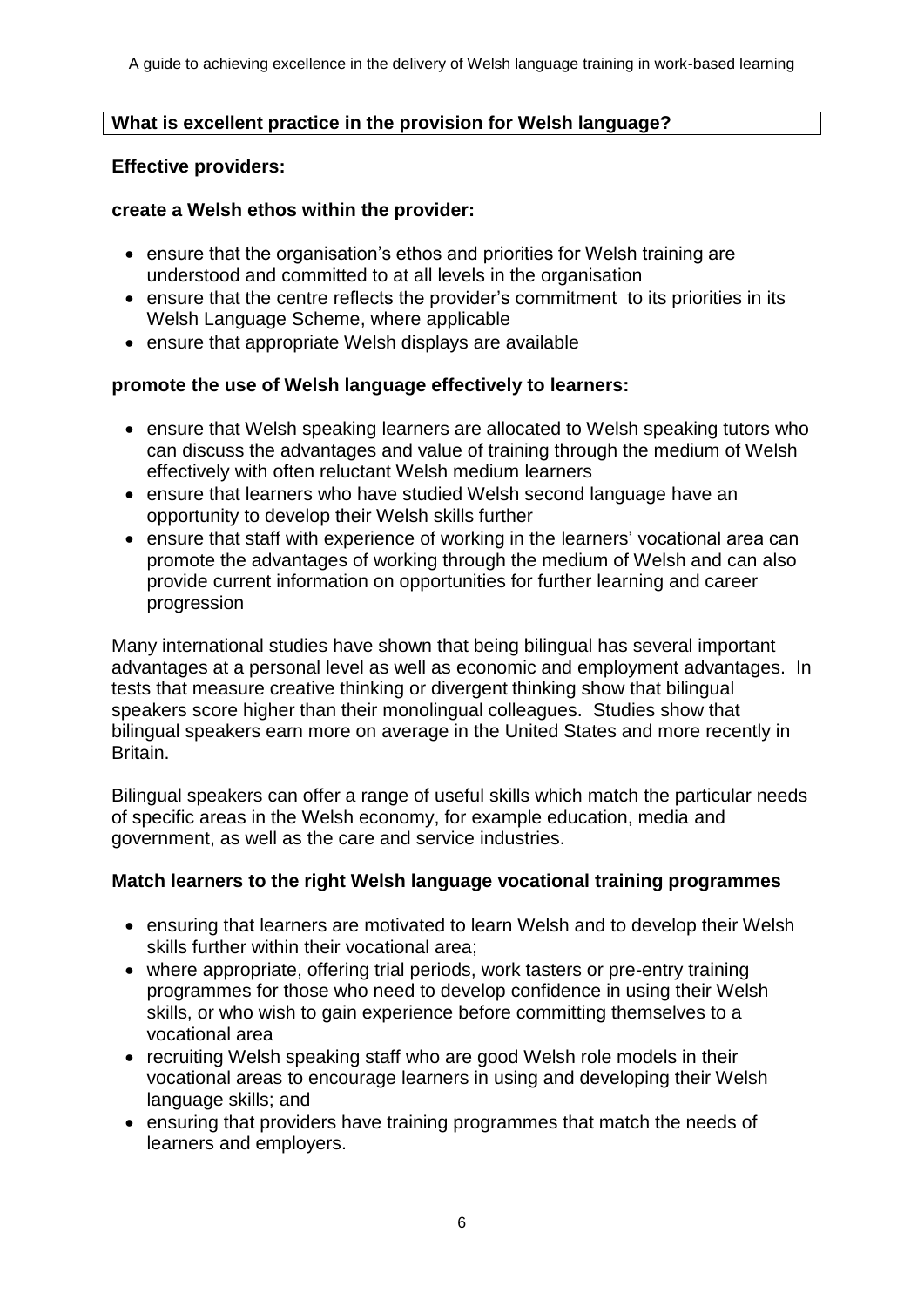## What is excellent practice in the provision for Welsh language?

**Effective providers:**

**create a Welsh ethos within the provider:**

- ensure that the organisation's ethos and priorities for Welsh training are understood and committed to at all levels in the organisation
- ensure that the centre reflects the provider's commitment to its priorities in its Welsh Language Scheme, where applicable
- ensure that appropriate Welsh displays are available

**promote the use of Welsh language effectively to learners:**

- ensure that Welsh speaking learners are allocated to Welsh speaking tutors who can discuss the advantages and value of training through the medium of Welsh effectively with often reluctant Welsh medium learners
- ensure that learners who have studied Welsh second language have an opportunity to develop their Welsh skills further
- ensure that staff with experience of working in the learners' vocational area can promote the advantages of working through the medium of Welsh and can also provide current information on opportunities for further learning and career progression

Many international studies have shown that being bilingual has several important advantages at a personal level as well as economic and employment advantages. In tests that measure creative thinking or divergent thinking show that bilingual speakers score higher than their monolingual colleagues. Studies show that bilingual speakers earn more on average in the United States and more recently in Britain.

Bilingual speakers can offer a range of useful skills which match the particular needs of specific areas in the Welsh economy, for example education, media and government, as well as the care and service industries.

**Match learners to the right Welsh language vocational training programmes**

- ensuring that learners are motivated to learn Welsh and to develop their Welsh skills further within their vocational area;
- where appropriate, offering trial periods, work tasters or pre-entry training programmes for those who need to develop confidence in using their Welsh skills, or who wish to gain experience before committing themselves to a vocational area
- recruiting Welsh speaking staff who are good Welsh role models in their vocational areas to encourage learners in using and developing their Welsh language skills; and
- ensuring that providers have training programmes that match the needs of learners and employers.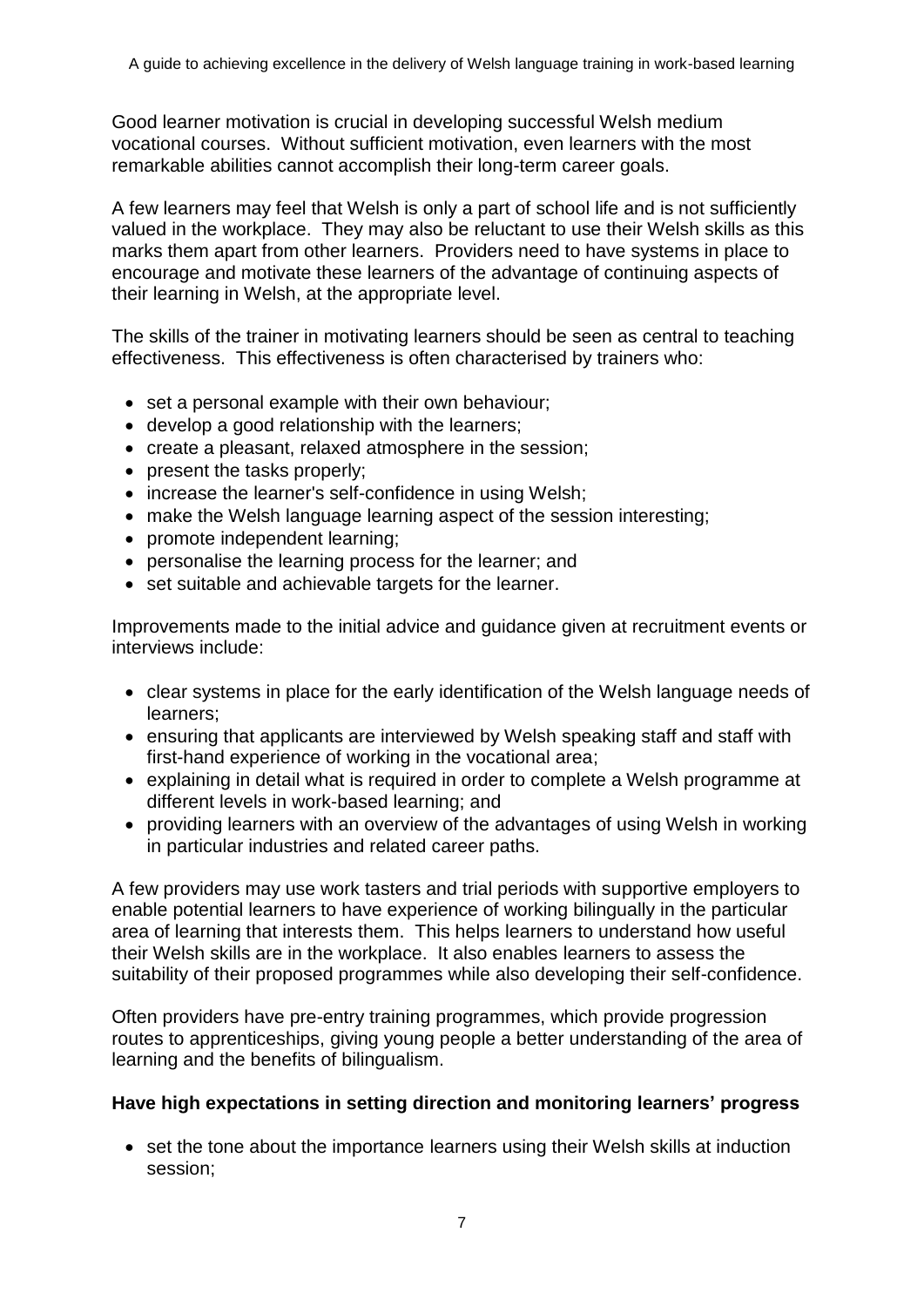Good learner motivation is crucial in developing successful Welsh medium vocational courses. Without sufficient motivation, even learners with the most remarkable abilities cannot accomplish their long-term career goals.

A few learners may feel that Welsh is only a part of school life and is not sufficiently valued in the workplace. They may also be reluctant to use their Welsh skills as this marks them apart from other learners. Providers need to have systems in place to encourage and motivate these learners of the advantage of continuing aspects of their learning in Welsh, at the appropriate level.

The skills of the trainer in motivating learners should be seen as central to teaching effectiveness. This effectiveness is often characterised by trainers who:

- set a personal example with their own behaviour;
- develop a good relationship with the learners;
- create a pleasant, relaxed atmosphere in the session;
- present the tasks properly;
- increase the learner's self-confidence in using Welsh;
- make the Welsh language learning aspect of the session interesting;
- promote independent learning;
- personalise the learning process for the learner; and
- set suitable and achievable targets for the learner.

Improvements made to the initial advice and guidance given at recruitment events or interviews include:

- clear systems in place for the early identification of the Welsh language needs of learners;
- ensuring that applicants are interviewed by Welsh speaking staff and staff with first-hand experience of working in the vocational area;
- explaining in detail what is required in order to complete a Welsh programme at different levels in work-based learning; and
- providing learners with an overview of the advantages of using Welsh in working in particular industries and related career paths.

A few providers may use work tasters and trial periods with supportive employers to enable potential learners to have experience of working bilingually in the particular area of learning that interests them. This helps learners to understand how useful their Welsh skills are in the workplace. It also enables learners to assess the suitability of their proposed programmes while also developing their self-confidence.

Often providers have pre-entry training programmes, which provide progression routes to apprenticeships, giving young people a better understanding of the area of learning and the benefits of bilingualism.

**Have high expectations in setting direction and monitoring learners' progress**

- set the tone about the importance learners using their Welsh skills at induction session;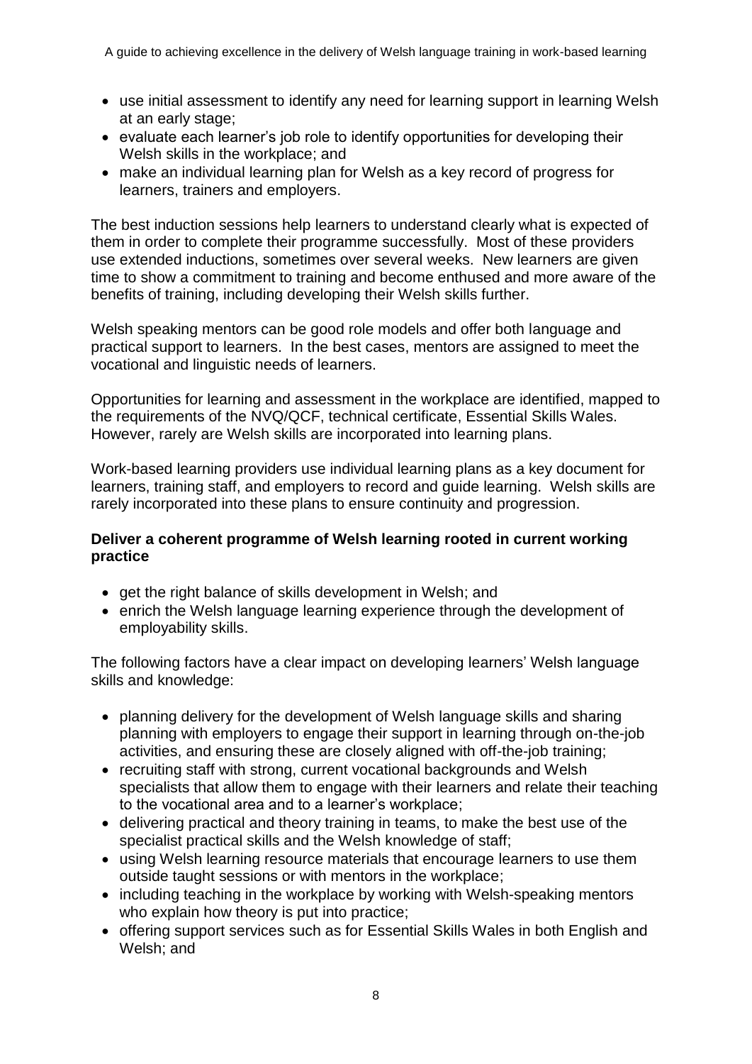- use initial assessment to identify any need for learning support in learning Welsh at an early stage;
- evaluate each learner's job role to identify opportunities for developing their Welsh skills in the workplace; and
- make an individual learning plan for Welsh as a key record of progress for learners, trainers and employers.

The best induction sessions help learners to understand clearly what is expected of them in order to complete their programme successfully. Most of these providers use extended inductions, sometimes over several weeks. New learners are given time to show a commitment to training and become enthused and more aware of the benefits of training, including developing their Welsh skills further.

Welsh speaking mentors can be good role models and offer both language and practical support to learners. In the best cases, mentors are assigned to meet the vocational and linguistic needs of learners.

Opportunities for learning and assessment in the workplace are identified, mapped to the requirements of the NVQ/QCF, technical certificate, Essential Skills Wales. However, rarely are Welsh skills are incorporated into learning plans.

Work-based learning providers use individual learning plans as a key document for learners, training staff, and employers to record and guide learning. Welsh skills are rarely incorporated into these plans to ensure continuity and progression.

**Deliver a coherent programme of Welsh learning rooted in current working practice**

- get the right balance of skills development in Welsh; and
- enrich the Welsh language learning experience through the development of employability skills.

The following factors have a clear impact on developing learners' Welsh language skills and knowledge:

- planning delivery for the development of Welsh language skills and sharing planning with employers to engage their support in learning through on-the-job activities, and ensuring these are closely aligned with off-the-job training;
- recruiting staff with strong, current vocational backgrounds and Welsh specialists that allow them to engage with their learners and relate their teaching to the vocational area and to a learner's workplace;
- delivering practical and theory training in teams, to make the best use of the specialist practical skills and the Welsh knowledge of staff;
- using Welsh learning resource materials that encourage learners to use them outside taught sessions or with mentors in the workplace;
- including teaching in the workplace by working with Welsh-speaking mentors who explain how theory is put into practice;
- offering support services such as for Essential Skills Wales in both English and Welsh; and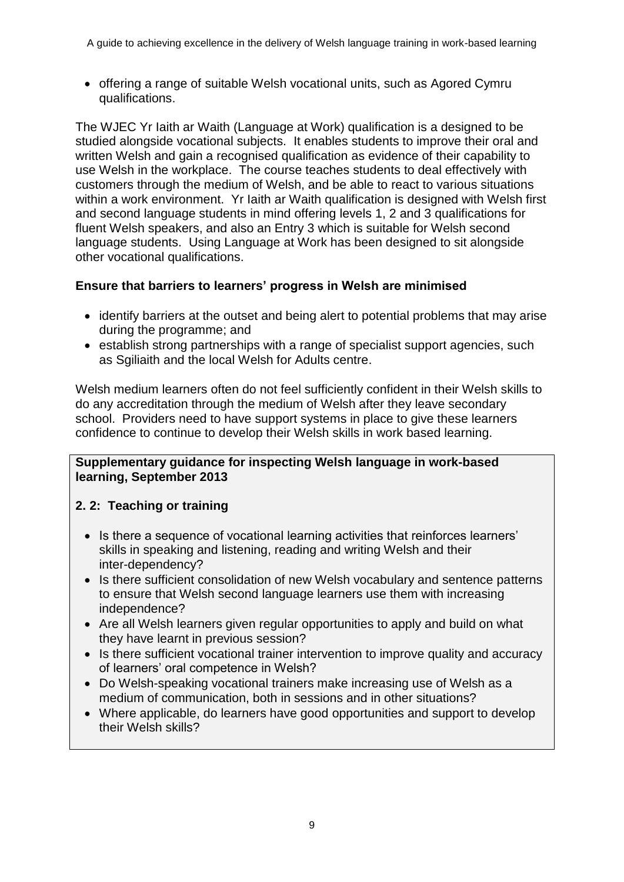- offering a range of suitable Welsh vocational units, such as Agored Cymru qualifications.

The WJEC Yr Iaith ar Waith (Language at Work) qualification is a designed to be studied alongside vocational subjects. It enables students to improve their oral and written Welsh and gain a recognised qualification as evidence of their capability to use Welsh in the workplace. The course teaches students to deal effectively with customers through the medium of Welsh, and be able to react to various situations within a work environment. Yr Iaith ar Waith qualification is designed with Welsh first and second language students in mind offering levels 1, 2 and 3 qualifications for fluent Welsh speakers, and also an Entry 3 which is suitable for Welsh second language students. Using Language at Work has been designed to sit alongside other vocational qualifications.

**Ensure that barriers to learners' progress in Welsh are minimised**

- identify barriers at the outset and being alert to potential problems that may arise during the programme; and
- establish strong partnerships with a range of specialist support agencies, such as Sgiliaith and the local Welsh for Adults centre.

Welsh medium learners often do not feel sufficiently confident in their Welsh skills to do any accreditation through the medium of Welsh after they leave secondary school. Providers need to have support systems in place to give these learners confidence to continue to develop their Welsh skills in work based learning.

**Supplementary guidance for inspecting Welsh language in work-based learning, September 2013**

**2. 2: Teaching or training**

- Is there a sequence of vocational learning activities that reinforces learners' skills in speaking and listening, reading and writing Welsh and their inter-dependency?
- Is there sufficient consolidation of new Welsh vocabulary and sentence patterns to ensure that Welsh second language learners use them with increasing independence?
- Are all Welsh learners given regular opportunities to apply and build on what they have learnt in previous session?
- Is there sufficient vocational trainer intervention to improve quality and accuracy of learners' oral competence in Welsh?
- Do Welsh-speaking vocational trainers make increasing use of Welsh as a medium of communication, both in sessions and in other situations?
- Where applicable, do learners have good opportunities and support to develop their Welsh skills?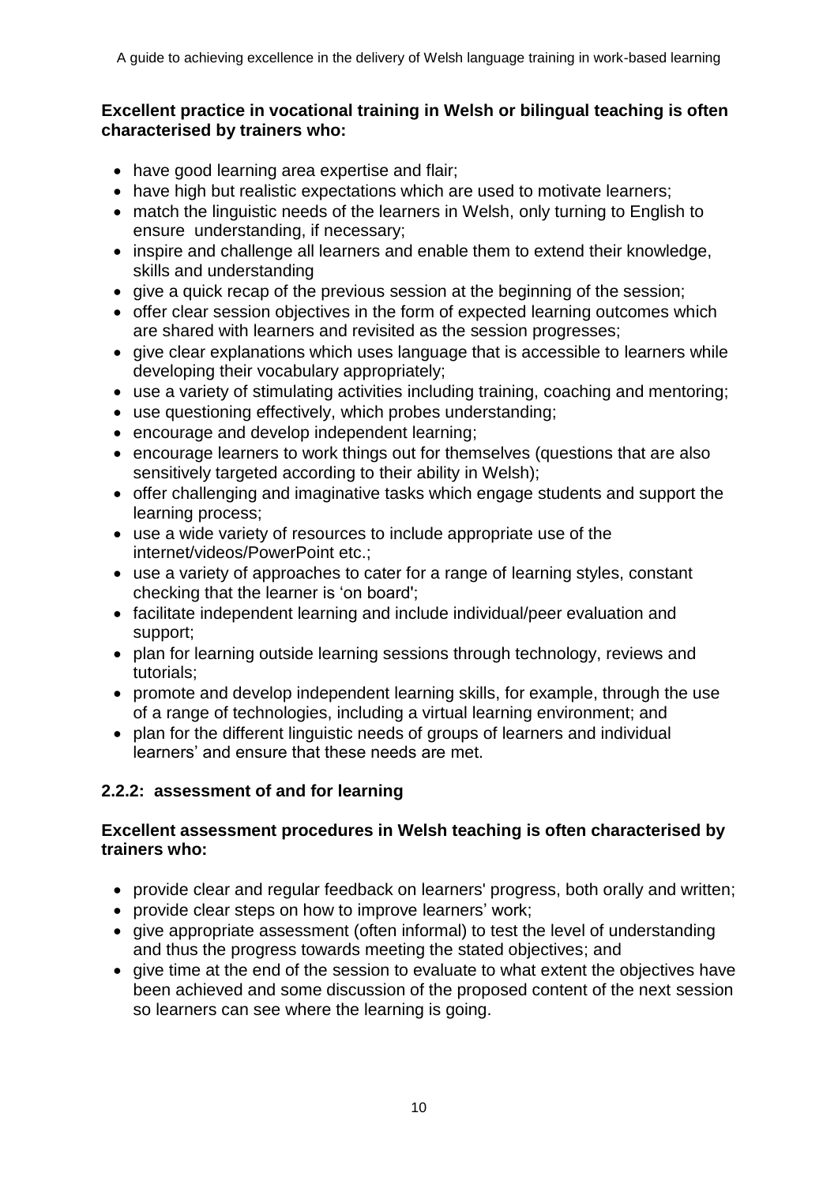**Excellent practice in vocational training in Welsh or bilingual teaching is often characterised by trainers who:**

- have good learning area expertise and flair;
- have high but realistic expectations which are used to motivate learners;
- match the linguistic needs of the learners in Welsh, only turning to English to ensure understanding, if necessary;
- inspire and challenge all learners and enable them to extend their knowledge, skills and understanding
- give a quick recap of the previous session at the beginning of the session;
- offer clear session objectives in the form of expected learning outcomes which are shared with learners and revisited as the session progresses;
- give clear explanations which uses language that is accessible to learners while developing their vocabulary appropriately;
- use a variety of stimulating activities including training, coaching and mentoring;
- use questioning effectively, which probes understanding;
- encourage and develop independent learning;
- encourage learners to work things out for themselves (questions that are also sensitively targeted according to their ability in Welsh);
- offer challenging and imaginative tasks which engage students and support the learning process;
- use a wide variety of resources to include appropriate use of the internet/videos/PowerPoint etc.;
- use a variety of approaches to cater for a range of learning styles, constant checking that the learner is 'on board';
- facilitate independent learning and include individual/peer evaluation and support;
- plan for learning outside learning sessions through technology, reviews and tutorials;
- promote and develop independent learning skills, for example, through the use of a range of technologies, including a virtual learning environment; and
- plan for the different linguistic needs of groups of learners and individual learners' and ensure that these needs are met.

### 2.2.2: assessment of and for learning

**Excellent assessment procedures in Welsh teaching is often characterised by trainers who:**

- provide clear and regular feedback on learners' progress, both orally and written;
- provide clear steps on how to improve learners' work;
- give appropriate assessment (often informal) to test the level of understanding and thus the progress towards meeting the stated objectives; and
- give time at the end of the session to evaluate to what extent the objectives have been achieved and some discussion of the proposed content of the next session so learners can see where the learning is going.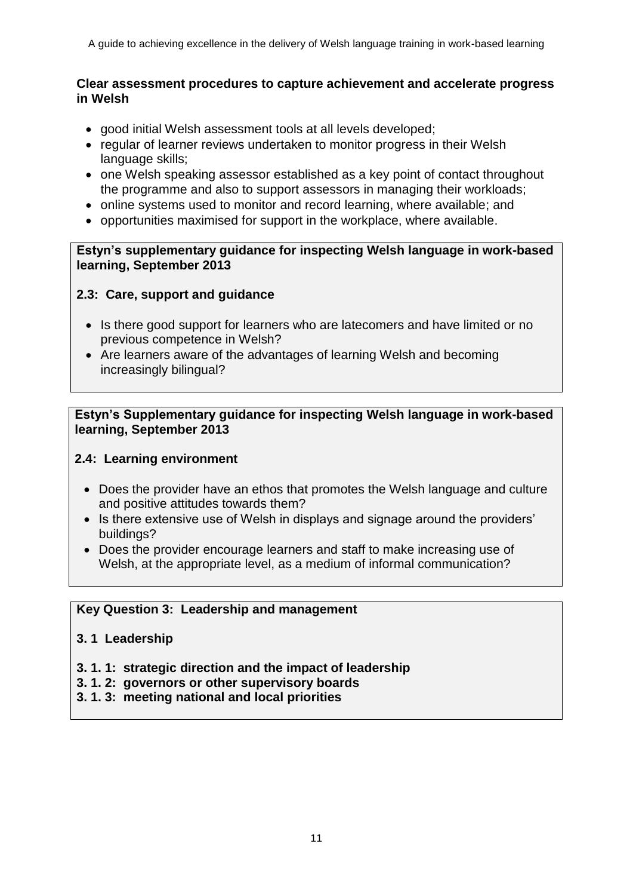**Clear assessment procedures to capture achievement and accelerate progress in Welsh**

- good initial Welsh assessment tools at all levels developed;
- regular of learner reviews undertaken to monitor progress in their Welsh language skills;
- one Welsh speaking assessor established as a key point of contact throughout the programme and also to support assessors in managing their workloads;
- online systems used to monitor and record learning, where available; and
- opportunities maximised for support in the workplace, where available.

**Estyn's supplementary guidance for inspecting Welsh language in work-based learning, September 2013**

**2.3: Care, support and guidance**

- Is there good support for learners who are latecomers and have limited or no previous competence in Welsh?
- Are learners aware of the advantages of learning Welsh and becoming increasingly bilingual?

**Estyn's Supplementary guidance for inspecting Welsh language in work-based learning, September 2013**

**2.4: Learning environment**

- Does the provider have an ethos that promotes the Welsh language and culture and positive attitudes towards them?
- Is there extensive use of Welsh in displays and signage around the providers' buildings?
- Does the provider encourage learners and staff to make increasing use of Welsh, at the appropriate level, as a medium of informal communication?

**Key Question 3: Leadership and management**

**3. 1 Leadership**

**3. 1. 1: strategic direction and the impact of leadership**
**3. 1. 2: governors or other supervisory boards**
**3. 1. 3: meeting national and local priorities**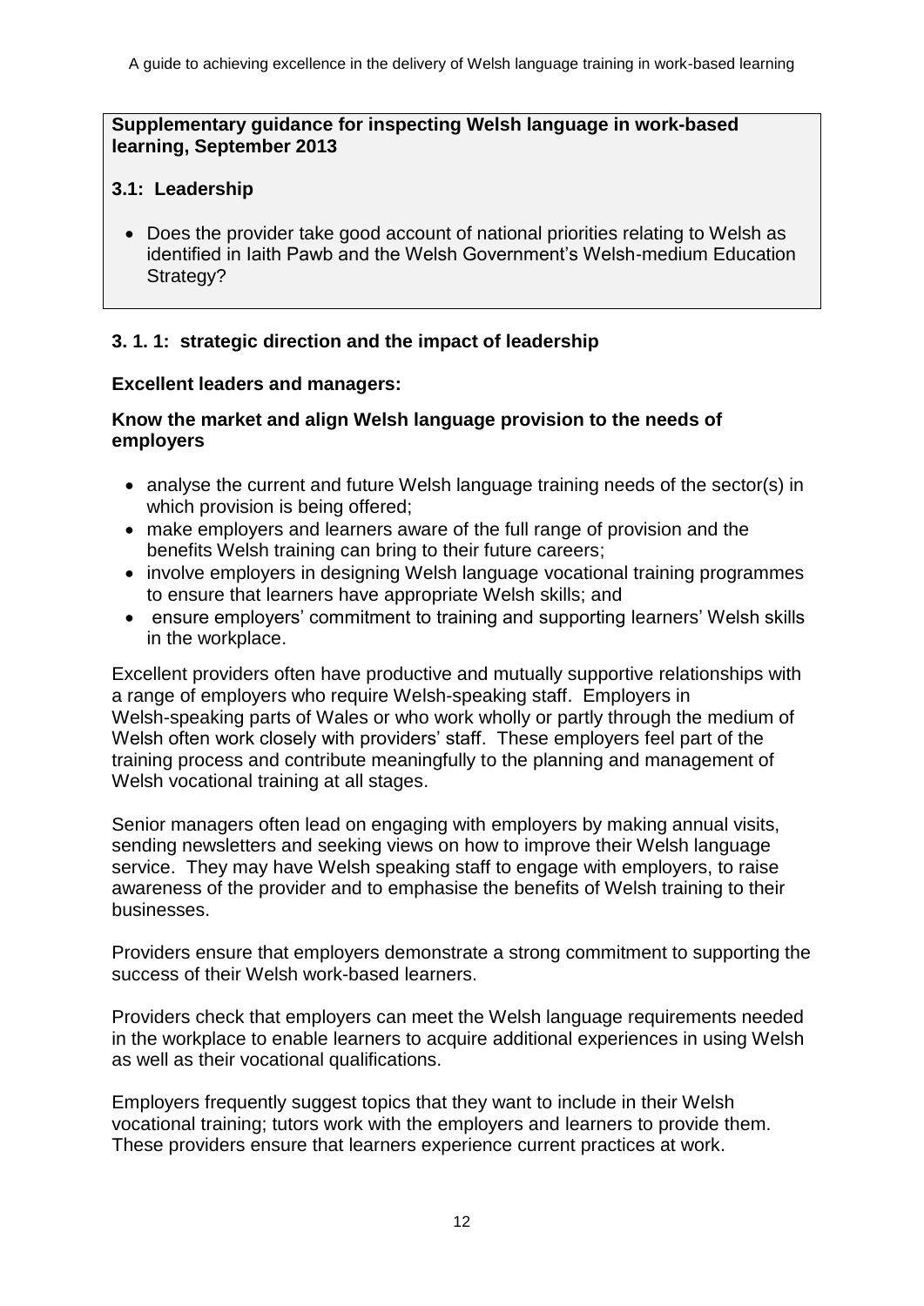**Supplementary guidance for inspecting Welsh language in work-based learning, September 2013**

**3.1: Leadership**

- Does the provider take good account of national priorities relating to Welsh as identified in Iaith Pawb and the Welsh Government's Welsh-medium Education Strategy?

### 3. 1. 1: strategic direction and the impact of leadership

**Excellent leaders and managers:**

**Know the market and align Welsh language provision to the needs of employers**

- analyse the current and future Welsh language training needs of the sector(s) in which provision is being offered;
- make employers and learners aware of the full range of provision and the benefits Welsh training can bring to their future careers;
- involve employers in designing Welsh language vocational training programmes to ensure that learners have appropriate Welsh skills; and
- ensure employers' commitment to training and supporting learners' Welsh skills in the workplace.

Excellent providers often have productive and mutually supportive relationships with a range of employers who require Welsh-speaking staff. Employers in Welsh-speaking parts of Wales or who work wholly or partly through the medium of Welsh often work closely with providers' staff. These employers feel part of the training process and contribute meaningfully to the planning and management of Welsh vocational training at all stages.

Senior managers often lead on engaging with employers by making annual visits, sending newsletters and seeking views on how to improve their Welsh language service. They may have Welsh speaking staff to engage with employers, to raise awareness of the provider and to emphasise the benefits of Welsh training to their businesses.

Providers ensure that employers demonstrate a strong commitment to supporting the success of their Welsh work-based learners.

Providers check that employers can meet the Welsh language requirements needed in the workplace to enable learners to acquire additional experiences in using Welsh as well as their vocational qualifications.

Employers frequently suggest topics that they want to include in their Welsh vocational training; tutors work with the employers and learners to provide them. These providers ensure that learners experience current practices at work.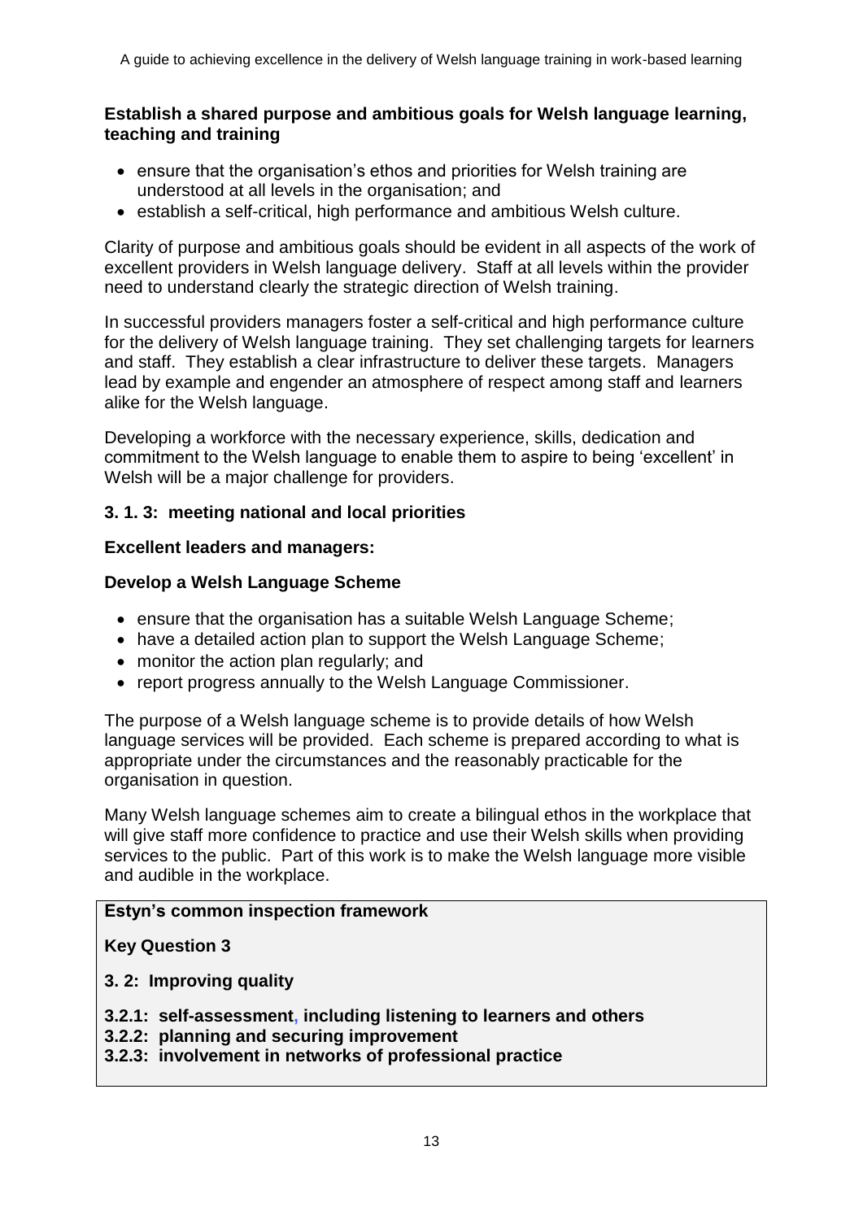**Establish a shared purpose and ambitious goals for Welsh language learning, teaching and training**

- ensure that the organisation's ethos and priorities for Welsh training are understood at all levels in the organisation; and
- establish a self-critical, high performance and ambitious Welsh culture.

Clarity of purpose and ambitious goals should be evident in all aspects of the work of excellent providers in Welsh language delivery. Staff at all levels within the provider need to understand clearly the strategic direction of Welsh training.

In successful providers managers foster a self-critical and high performance culture for the delivery of Welsh language training. They set challenging targets for learners and staff. They establish a clear infrastructure to deliver these targets. Managers lead by example and engender an atmosphere of respect among staff and learners alike for the Welsh language.

Developing a workforce with the necessary experience, skills, dedication and commitment to the Welsh language to enable them to aspire to being 'excellent' in Welsh will be a major challenge for providers.

### 3. 1. 3: meeting national and local priorities

**Excellent leaders and managers:**

**Develop a Welsh Language Scheme**

- ensure that the organisation has a suitable Welsh Language Scheme;
- have a detailed action plan to support the Welsh Language Scheme;
- monitor the action plan regularly; and
- report progress annually to the Welsh Language Commissioner.

The purpose of a Welsh language scheme is to provide details of how Welsh language services will be provided. Each scheme is prepared according to what is appropriate under the circumstances and the reasonably practicable for the organisation in question.

Many Welsh language schemes aim to create a bilingual ethos in the workplace that will give staff more confidence to practice and use their Welsh skills when providing services to the public. Part of this work is to make the Welsh language more visible and audible in the workplace.

**Estyn's common inspection framework**

**Key Question 3**

**3. 2: Improving quality**

**3.2.1: self-assessment, including listening to learners and others**
**3.2.2: planning and securing improvement**
**3.2.3: involvement in networks of professional practice**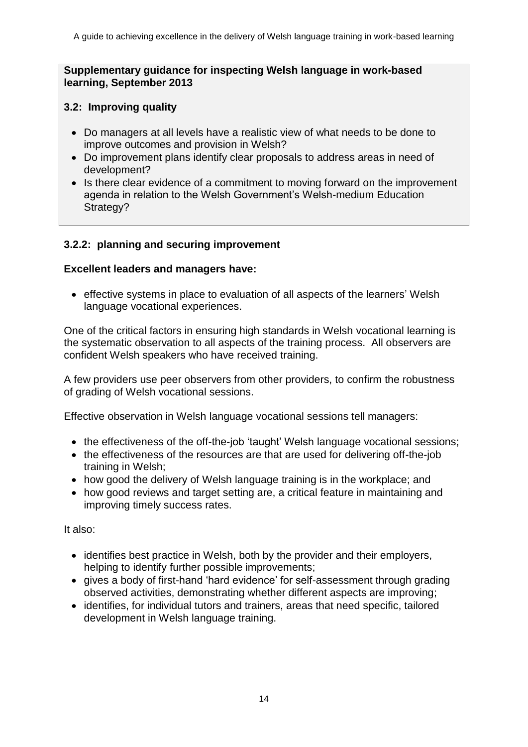**Supplementary guidance for inspecting Welsh language in work-based learning, September 2013**

**3.2: Improving quality**

- Do managers at all levels have a realistic view of what needs to be done to improve outcomes and provision in Welsh?
- Do improvement plans identify clear proposals to address areas in need of development?
- Is there clear evidence of a commitment to moving forward on the improvement agenda in relation to the Welsh Government's Welsh-medium Education Strategy?

### 3.2.2: planning and securing improvement

**Excellent leaders and managers have:**

- effective systems in place to evaluation of all aspects of the learners' Welsh language vocational experiences.

One of the critical factors in ensuring high standards in Welsh vocational learning is the systematic observation to all aspects of the training process. All observers are confident Welsh speakers who have received training.

A few providers use peer observers from other providers, to confirm the robustness of grading of Welsh vocational sessions.

Effective observation in Welsh language vocational sessions tell managers:

- the effectiveness of the off-the-job 'taught' Welsh language vocational sessions;
- the effectiveness of the resources are that are used for delivering off-the-job training in Welsh;
- how good the delivery of Welsh language training is in the workplace; and
- how good reviews and target setting are, a critical feature in maintaining and improving timely success rates.

It also:

- identifies best practice in Welsh, both by the provider and their employers, helping to identify further possible improvements;
- gives a body of first-hand 'hard evidence' for self-assessment through grading observed activities, demonstrating whether different aspects are improving;
- identifies, for individual tutors and trainers, areas that need specific, tailored development in Welsh language training.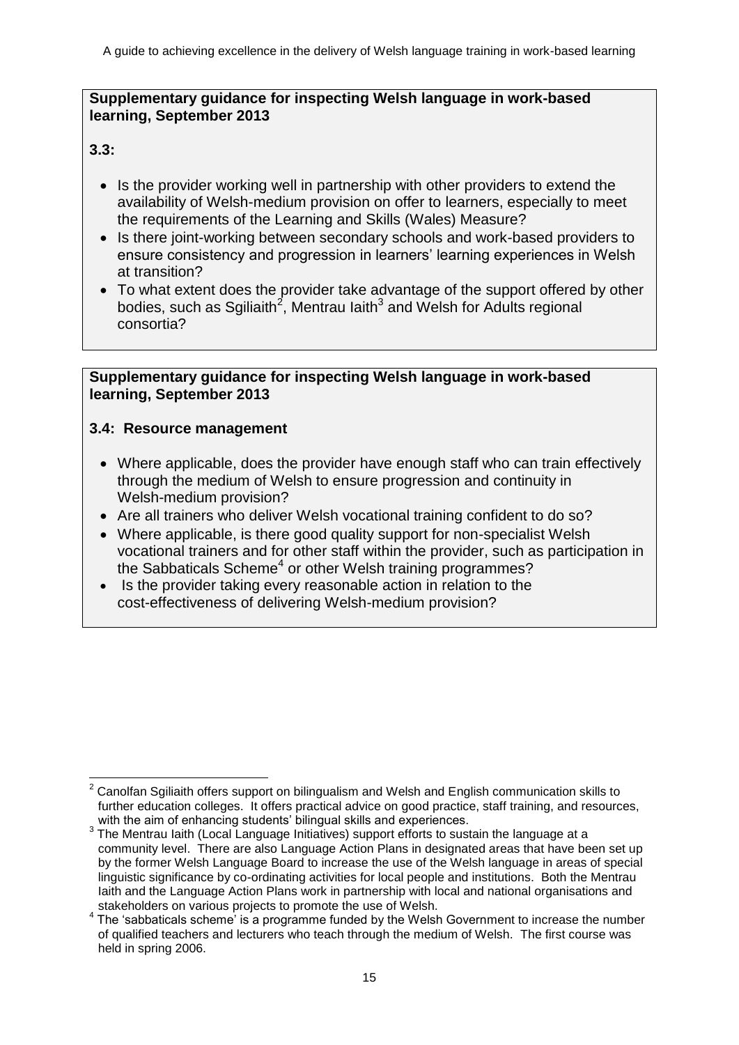**Supplementary guidance for inspecting Welsh language in work-based learning, September 2013**

**3.3:**

- Is the provider working well in partnership with other providers to extend the availability of Welsh-medium provision on offer to learners, especially to meet the requirements of the Learning and Skills (Wales) Measure?
- Is there joint-working between secondary schools and work-based providers to ensure consistency and progression in learners' learning experiences in Welsh at transition?
- To what extent does the provider take advantage of the support offered by other bodies, such as Sgiliaith[2], Mentrau Iaith[3] and Welsh for Adults regional consortia?

**Supplementary guidance for inspecting Welsh language in work-based learning, September 2013**

**3.4: Resource management**

- Where applicable, does the provider have enough staff who can train effectively through the medium of Welsh to ensure progression and continuity in Welsh-medium provision?
- Are all trainers who deliver Welsh vocational training confident to do so?
- Where applicable, is there good quality support for non-specialist Welsh vocational trainers and for other staff within the provider, such as participation in the Sabbaticals Scheme[4] or other Welsh training programmes?
- Is the provider taking every reasonable action in relation to the cost-effectiveness of delivering Welsh-medium provision?

---

[2] Canolfan Sgiliaith offers support on bilingualism and Welsh and English communication skills to further education colleges. It offers practical advice on good practice, staff training, and resources, with the aim of enhancing students' bilingual skills and experiences.

[3] The Mentrau Iaith (Local Language Initiatives) support efforts to sustain the language at a community level. There are also Language Action Plans in designated areas that have been set up by the former Welsh Language Board to increase the use of the Welsh language in areas of special linguistic significance by co-ordinating activities for local people and institutions. Both the Mentrau Iaith and the Language Action Plans work in partnership with local and national organisations and stakeholders on various projects to promote the use of Welsh.

[4] The 'sabbaticals scheme' is a programme funded by the Welsh Government to increase the number of qualified teachers and lecturers who teach through the medium of Welsh. The first course was held in spring 2006.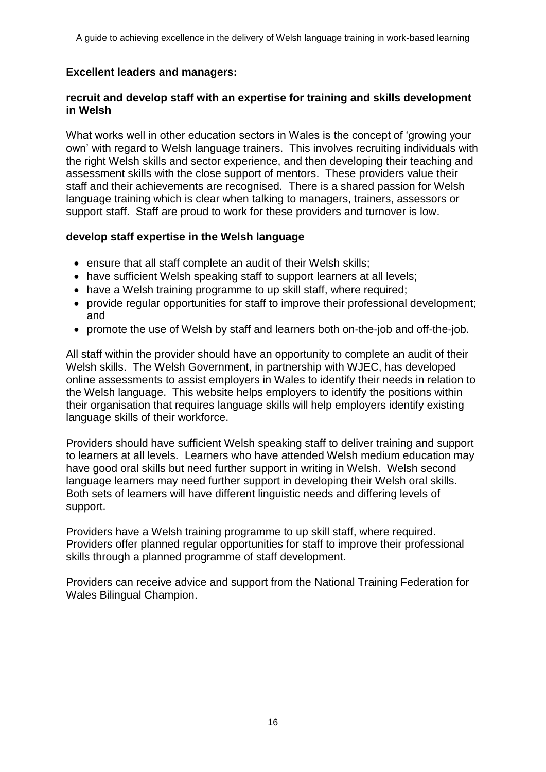## Excellent leaders and managers:

### recruit and develop staff with an expertise for training and skills development in Welsh

What works well in other education sectors in Wales is the concept of 'growing your own' with regard to Welsh language trainers. This involves recruiting individuals with the right Welsh skills and sector experience, and then developing their teaching and assessment skills with the close support of mentors. These providers value their staff and their achievements are recognised. There is a shared passion for Welsh language training which is clear when talking to managers, trainers, assessors or support staff. Staff are proud to work for these providers and turnover is low.

### develop staff expertise in the Welsh language

- ensure that all staff complete an audit of their Welsh skills;
- have sufficient Welsh speaking staff to support learners at all levels;
- have a Welsh training programme to up skill staff, where required;
- provide regular opportunities for staff to improve their professional development; and
- promote the use of Welsh by staff and learners both on-the-job and off-the-job.

All staff within the provider should have an opportunity to complete an audit of their Welsh skills. The Welsh Government, in partnership with WJEC, has developed online assessments to assist employers in Wales to identify their needs in relation to the Welsh language. This website helps employers to identify the positions within their organisation that requires language skills will help employers identify existing language skills of their workforce.

Providers should have sufficient Welsh speaking staff to deliver training and support to learners at all levels. Learners who have attended Welsh medium education may have good oral skills but need further support in writing in Welsh. Welsh second language learners may need further support in developing their Welsh oral skills. Both sets of learners will have different linguistic needs and differing levels of support.

Providers have a Welsh training programme to up skill staff, where required. Providers offer planned regular opportunities for staff to improve their professional skills through a planned programme of staff development.

Providers can receive advice and support from the National Training Federation for Wales Bilingual Champion.